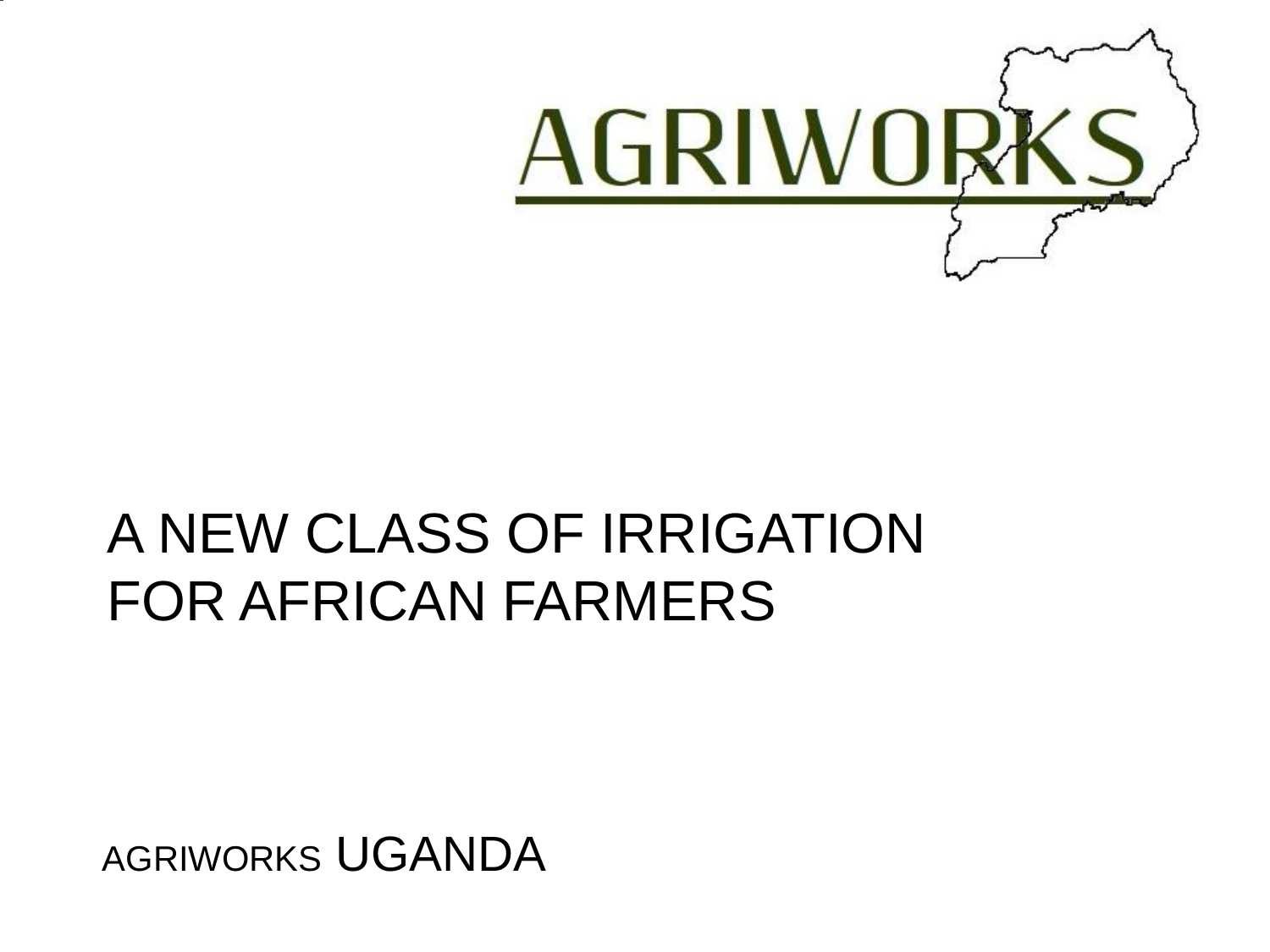AGRIWORKS

# A NEW CLASS OF IRRIGATION FOR AFRICAN FARMERS

AGRIWORKS UGANDA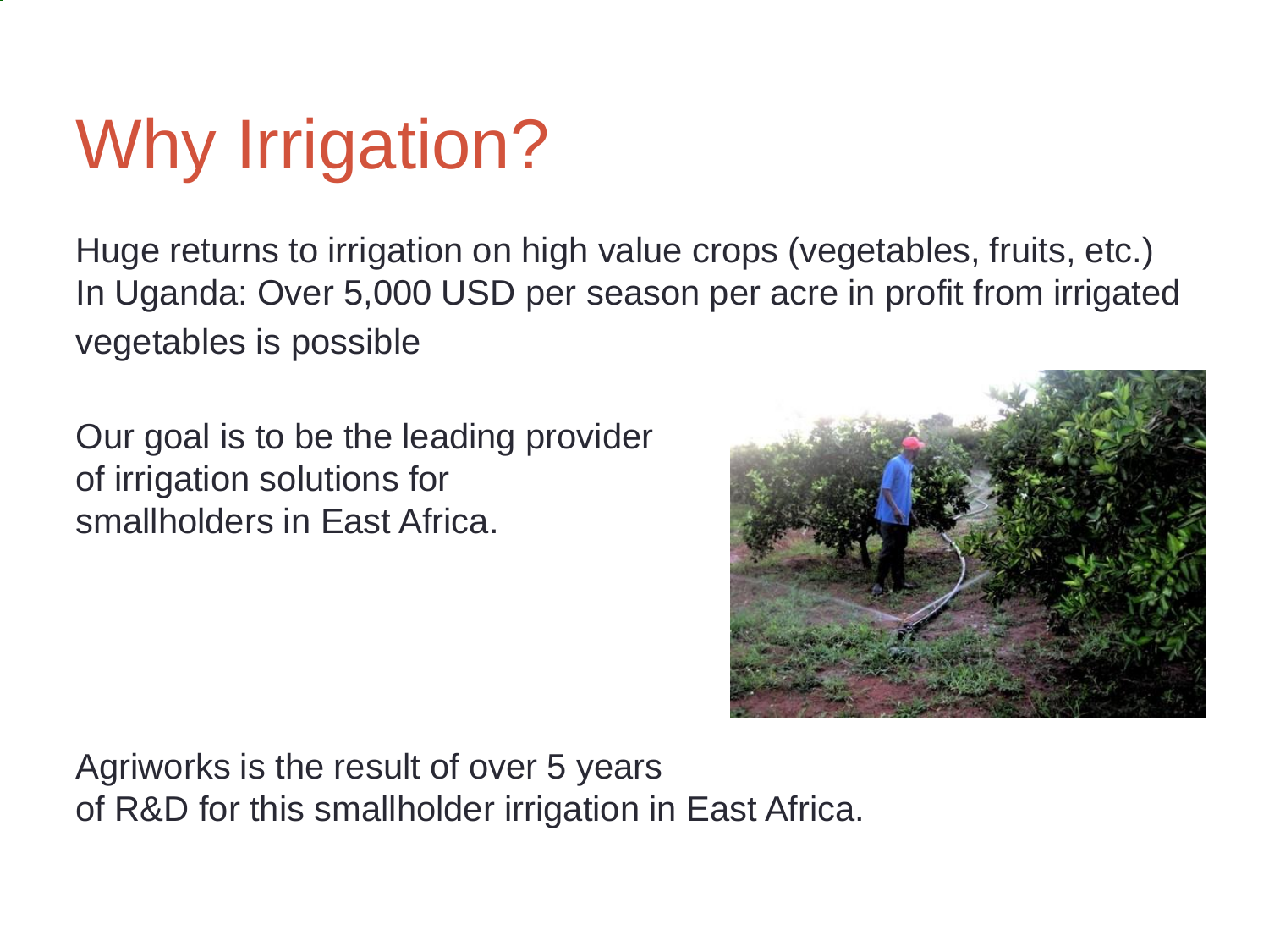# Why Irrigation?

Huge returns to irrigation on high value crops (vegetables, fruits, etc.)
In Uganda: Over 5,000 USD per season per acre in profit from irrigated vegetables is possible

Our goal is to be the leading provider of irrigation solutions for smallholders in East Africa.

Agriworks is the result of over 5 years of R&D for this smallholder irrigation in East Africa.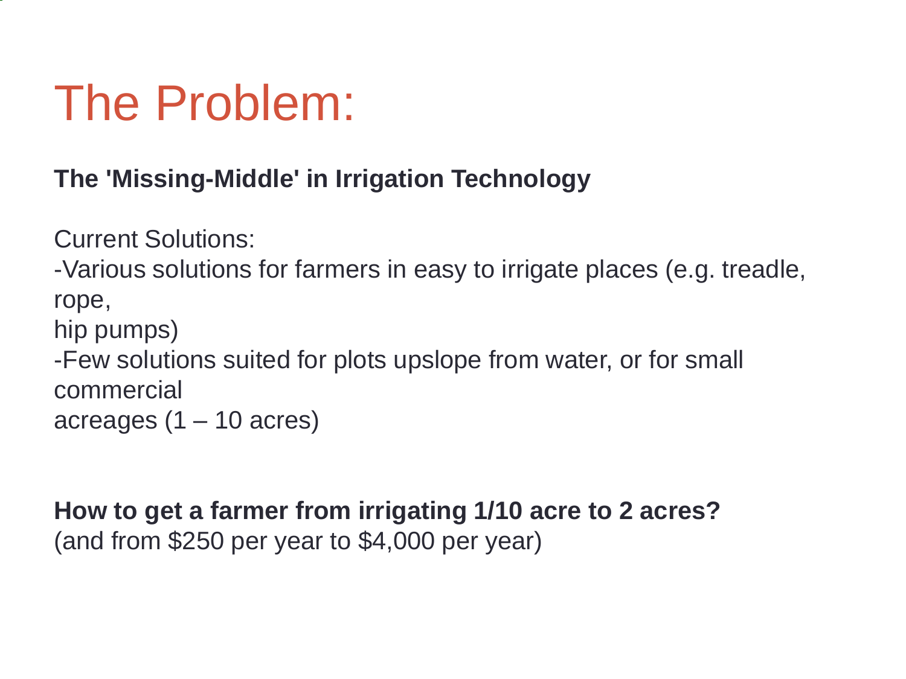# The Problem:

**The 'Missing-Middle' in Irrigation Technology**

Current Solutions:
-Various solutions for farmers in easy to irrigate places (e.g. treadle, rope, hip pumps)
-Few solutions suited for plots upslope from water, or for small commercial acreages (1 – 10 acres)

**How to get a farmer from irrigating 1/10 acre to 2 acres?**
(and from $250 per year to $4,000 per year)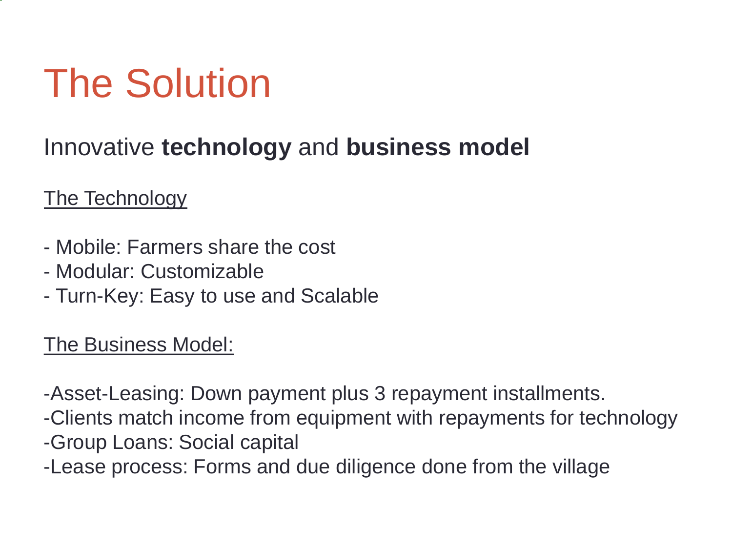# The Solution

Innovative **technology** and **business model**

The Technology

- Mobile: Farmers share the cost
- Modular: Customizable
- Turn-Key: Easy to use and Scalable

The Business Model:

-Asset-Leasing: Down payment plus 3 repayment installments.
-Clients match income from equipment with repayments for technology
-Group Loans: Social capital
-Lease process: Forms and due diligence done from the village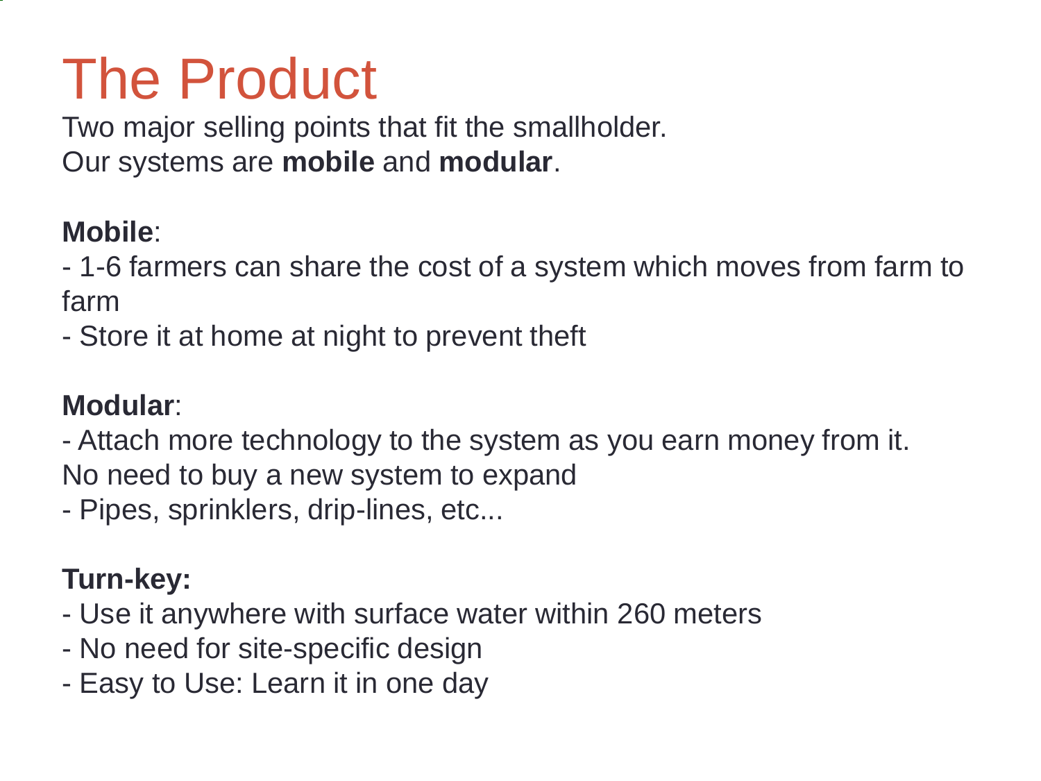# The Product

Two major selling points that fit the smallholder.
Our systems are **mobile** and **modular**.

**Mobile**:

- 1-6 farmers can share the cost of a system which moves from farm to farm
- Store it at home at night to prevent theft

**Modular**:

- Attach more technology to the system as you earn money from it. No need to buy a new system to expand
- Pipes, sprinklers, drip-lines, etc...

**Turn-key:**

- Use it anywhere with surface water within 260 meters
- No need for site-specific design
- Easy to Use: Learn it in one day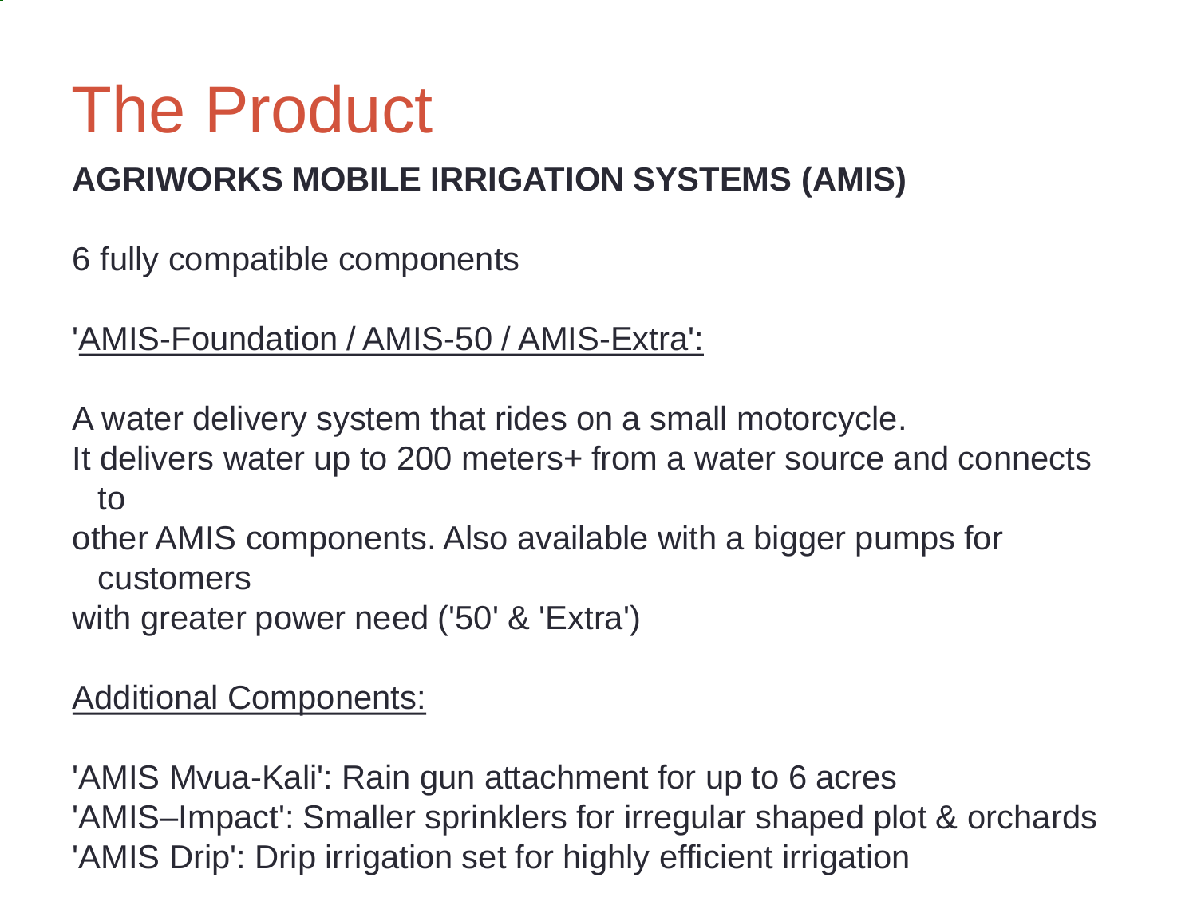# The Product

**AGRIWORKS MOBILE IRRIGATION SYSTEMS (AMIS)**

6 fully compatible components

'AMIS-Foundation / AMIS-50 / AMIS-Extra':

A water delivery system that rides on a small motorcycle.
It delivers water up to 200 meters+ from a water source and connects to
other AMIS components. Also available with a bigger pumps for customers
with greater power need ('50' & 'Extra')

Additional Components:

'AMIS Mvua-Kali': Rain gun attachment for up to 6 acres
'AMIS–Impact': Smaller sprinklers for irregular shaped plot & orchards
'AMIS Drip': Drip irrigation set for highly efficient irrigation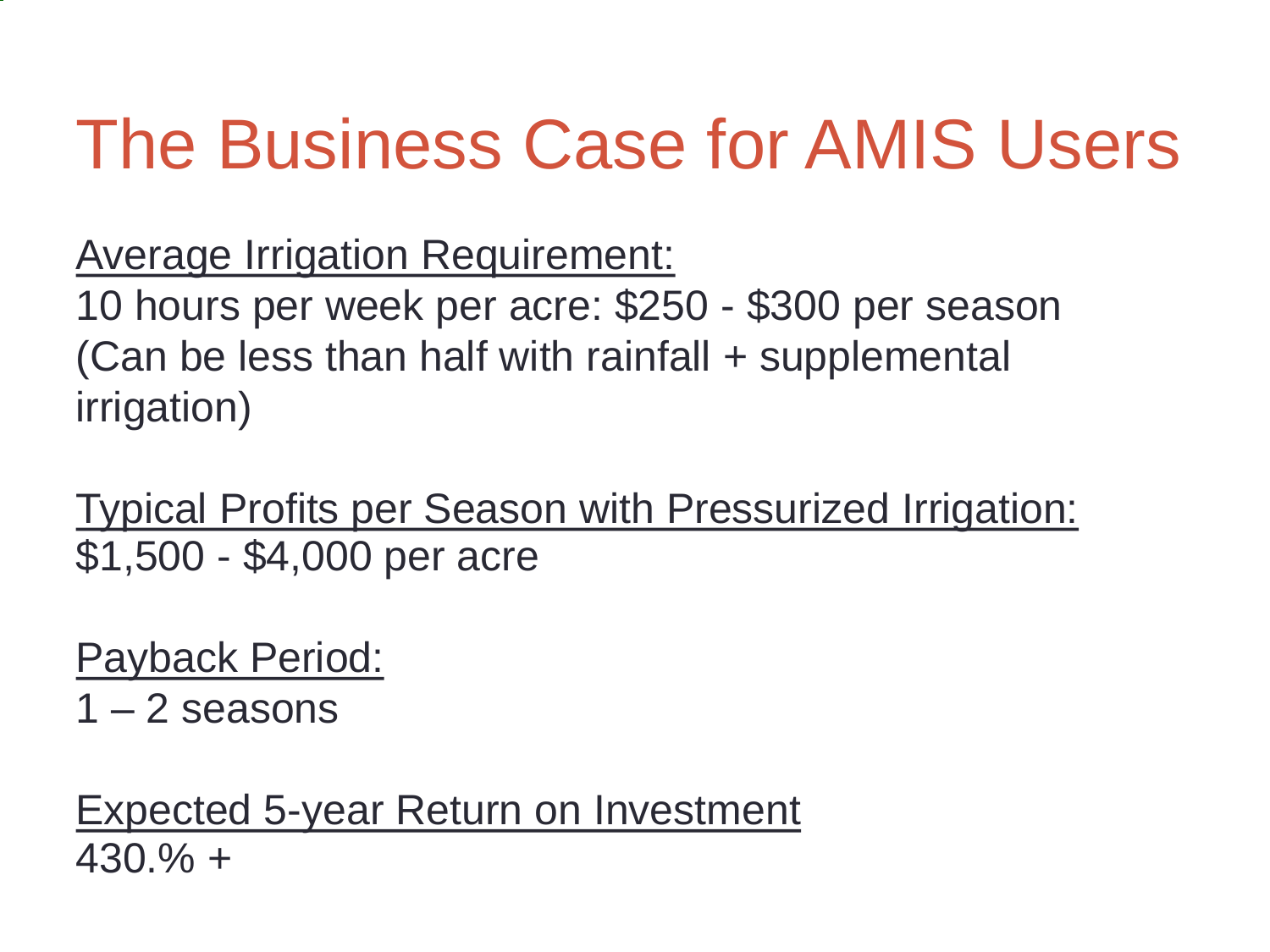# The Business Case for AMIS Users

<u>Average Irrigation Requirement:</u>
10 hours per week per acre: $250 - $300 per season
(Can be less than half with rainfall + supplemental irrigation)

<u>Typical Profits per Season with Pressurized Irrigation:</u>
$1,500 - $4,000 per acre

<u>Payback Period:</u>
1 – 2 seasons

<u>Expected 5-year Return on Investment</u>
430.% +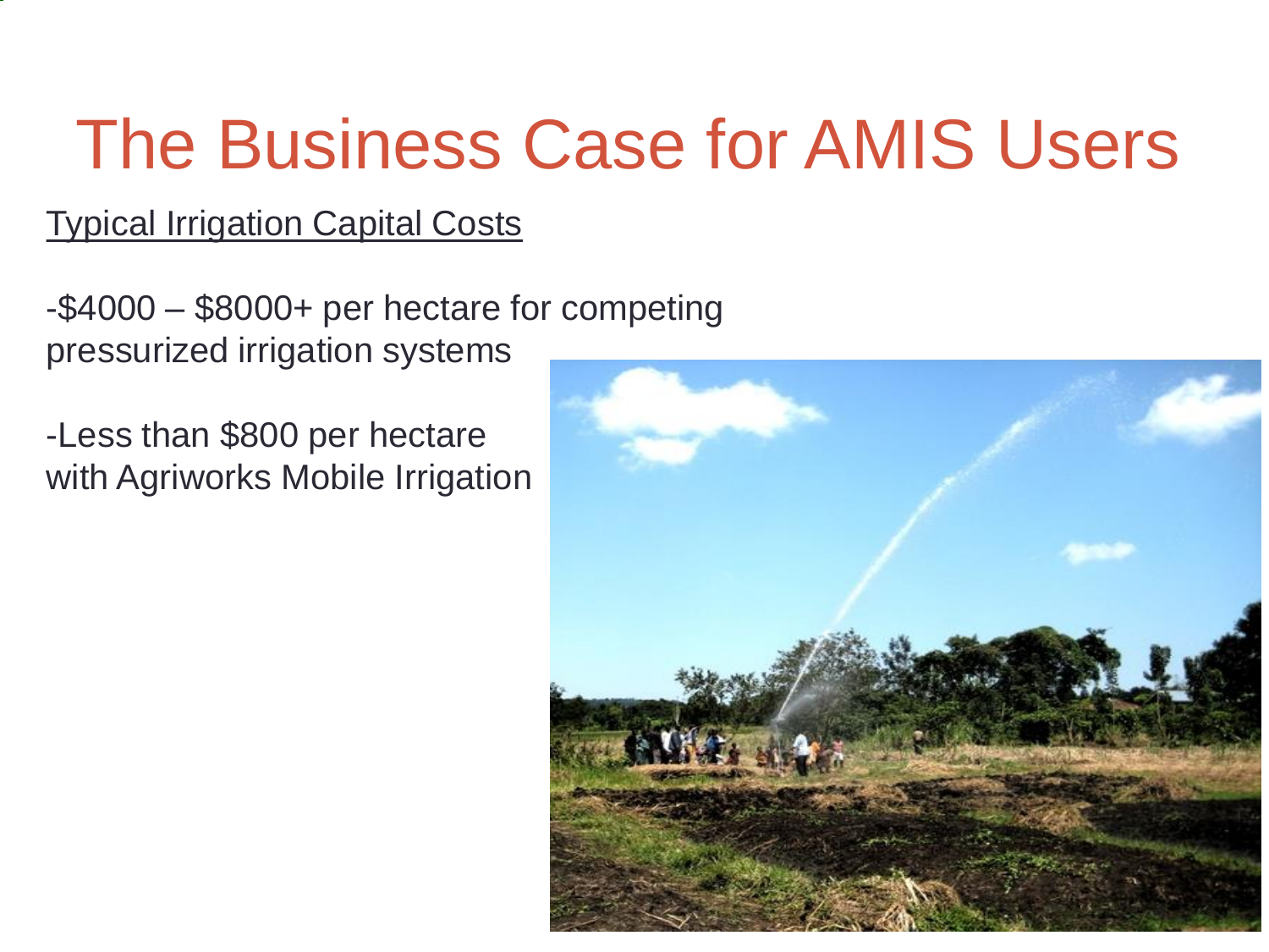# The Business Case for AMIS Users

Typical Irrigation Capital Costs

-$4000 – $8000+ per hectare for competing pressurized irrigation systems

-Less than $800 per hectare with Agriworks Mobile Irrigation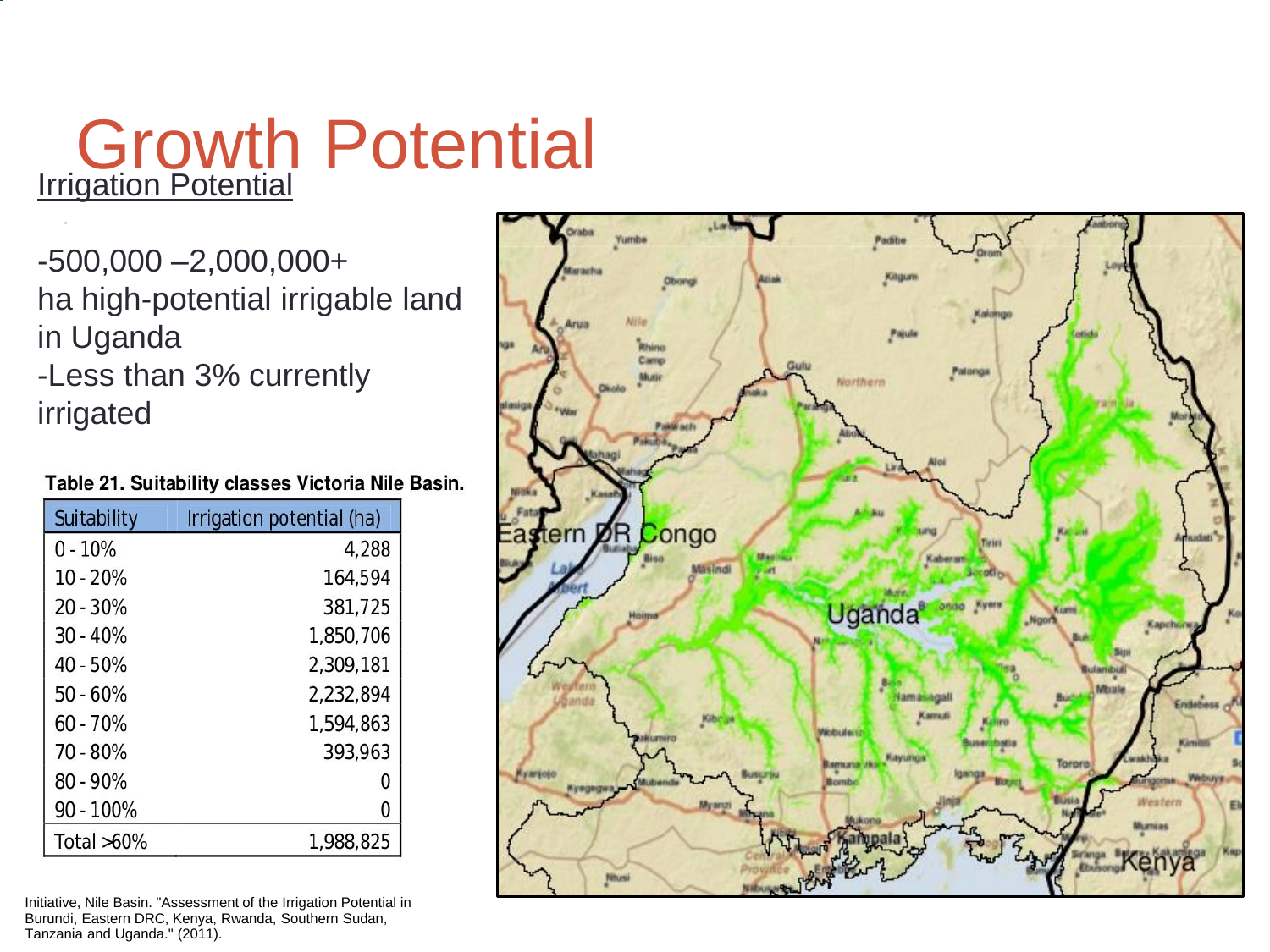# Growth Potential

## Irrigation Potential

-500,000 –2,000,000+ ha high-potential irrigable land in Uganda
-Less than 3% currently irrigated

**Table 21. Suitability classes Victoria Nile Basin.**

| Suitability | Irrigation potential (ha) |
|---|---|
| 0 - 10% | 4,288 |
| 10 - 20% | 164,594 |
| 20 - 30% | 381,725 |
| 30 - 40% | 1,850,706 |
| 40 - 50% | 2,309,181 |
| 50 - 60% | 2,232,894 |
| 60 - 70% | 1,594,863 |
| 70 - 80% | 393,963 |
| 80 - 90% | 0 |
| 90 - 100% | 0 |
| Total >60% | 1,988,825 |

Initiative, Nile Basin. "Assessment of the Irrigation Potential in Burundi, Eastern DRC, Kenya, Rwanda, Southern Sudan, Tanzania and Uganda." (2011).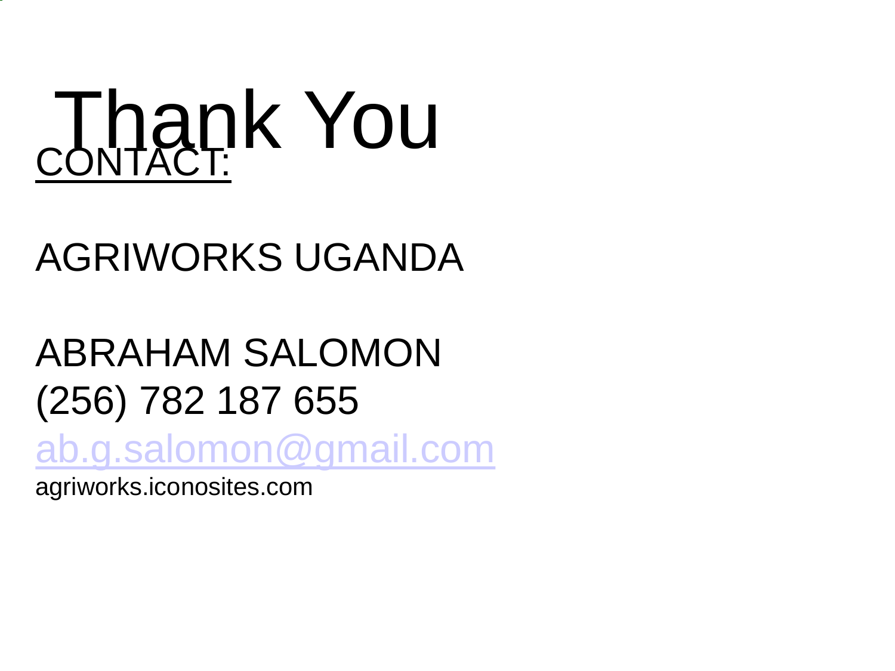# Thank You

<u>CONTACT:</u>

AGRIWORKS UGANDA

ABRAHAM SALOMON
(256) 782 187 655
ab.g.salomon@gmail.com
agriworks.iconosites.com